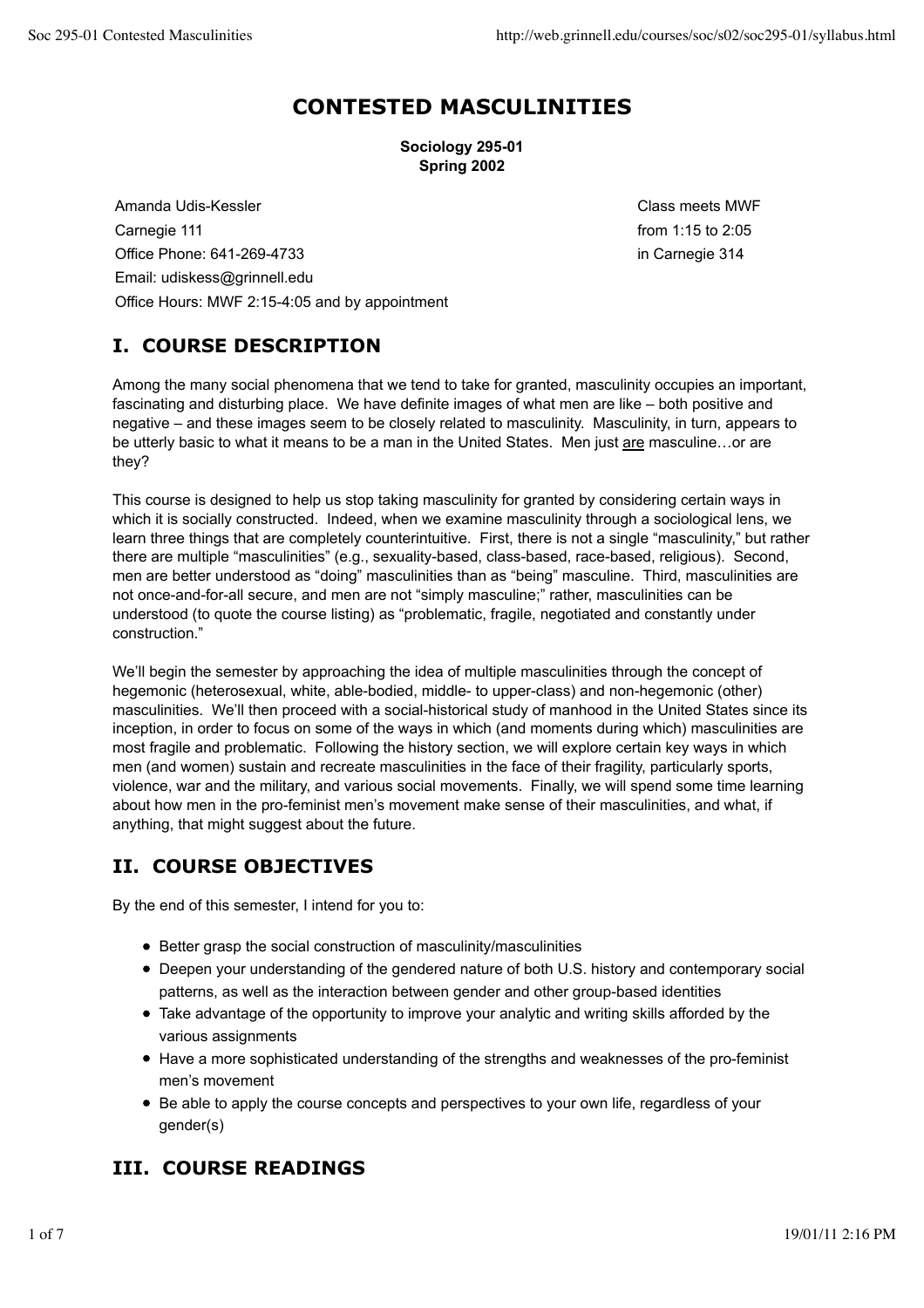# CONTESTED MASCULINITIES

**Sociology 295-01**
**Spring 2002**

Amanda Udis-Kessler
Carnegie 111
Office Phone: 641-269-4733
Email: udiskess@grinnell.edu
Office Hours: MWF 2:15-4:05 and by appointment

Class meets MWF
from 1:15 to 2:05
in Carnegie 314

## I. COURSE DESCRIPTION

Among the many social phenomena that we tend to take for granted, masculinity occupies an important, fascinating and disturbing place. We have definite images of what men are like – both positive and negative – and these images seem to be closely related to masculinity. Masculinity, in turn, appears to be utterly basic to what it means to be a man in the United States. Men just <u>are</u> masculine…or are they?

This course is designed to help us stop taking masculinity for granted by considering certain ways in which it is socially constructed. Indeed, when we examine masculinity through a sociological lens, we learn three things that are completely counterintuitive. First, there is not a single "masculinity," but rather there are multiple "masculinities" (e.g., sexuality-based, class-based, race-based, religious). Second, men are better understood as "doing" masculinities than as "being" masculine. Third, masculinities are not once-and-for-all secure, and men are not "simply masculine;" rather, masculinities can be understood (to quote the course listing) as "problematic, fragile, negotiated and constantly under construction."

We'll begin the semester by approaching the idea of multiple masculinities through the concept of hegemonic (heterosexual, white, able-bodied, middle- to upper-class) and non-hegemonic (other) masculinities. We'll then proceed with a social-historical study of manhood in the United States since its inception, in order to focus on some of the ways in which (and moments during which) masculinities are most fragile and problematic. Following the history section, we will explore certain key ways in which men (and women) sustain and recreate masculinities in the face of their fragility, particularly sports, violence, war and the military, and various social movements. Finally, we will spend some time learning about how men in the pro-feminist men's movement make sense of their masculinities, and what, if anything, that might suggest about the future.

## II. COURSE OBJECTIVES

By the end of this semester, I intend for you to:

- Better grasp the social construction of masculinity/masculinities
- Deepen your understanding of the gendered nature of both U.S. history and contemporary social patterns, as well as the interaction between gender and other group-based identities
- Take advantage of the opportunity to improve your analytic and writing skills afforded by the various assignments
- Have a more sophisticated understanding of the strengths and weaknesses of the pro-feminist men's movement
- Be able to apply the course concepts and perspectives to your own life, regardless of your gender(s)

## III. COURSE READINGS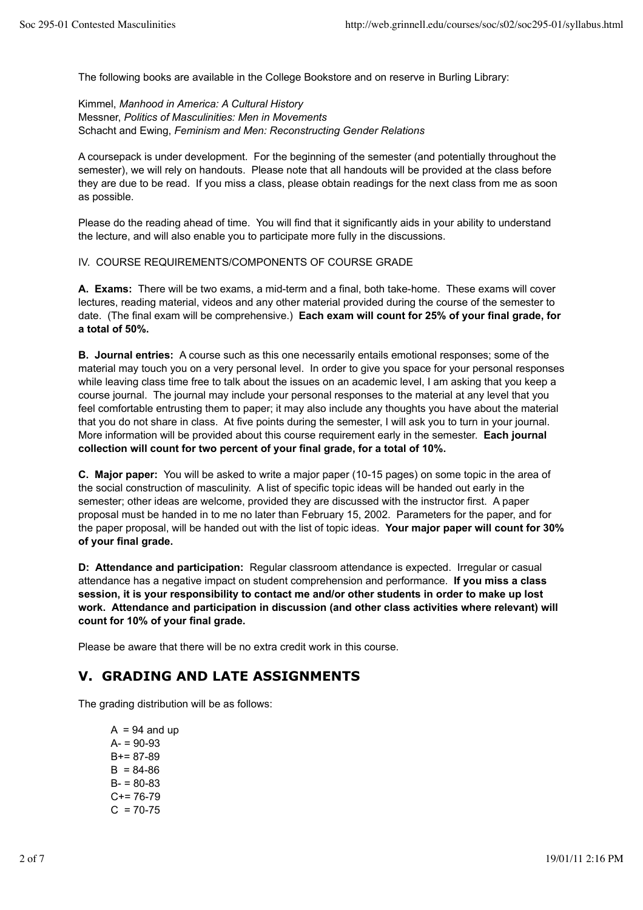The following books are available in the College Bookstore and on reserve in Burling Library:

Kimmel, *Manhood in America: A Cultural History*
Messner, *Politics of Masculinities: Men in Movements*
Schacht and Ewing, *Feminism and Men: Reconstructing Gender Relations*

A coursepack is under development. For the beginning of the semester (and potentially throughout the semester), we will rely on handouts. Please note that all handouts will be provided at the class before they are due to be read. If you miss a class, please obtain readings for the next class from me as soon as possible.

Please do the reading ahead of time. You will find that it significantly aids in your ability to understand the lecture, and will also enable you to participate more fully in the discussions.

IV. COURSE REQUIREMENTS/COMPONENTS OF COURSE GRADE

**A. Exams:** There will be two exams, a mid-term and a final, both take-home. These exams will cover lectures, reading material, videos and any other material provided during the course of the semester to date. (The final exam will be comprehensive.) **Each exam will count for 25% of your final grade, for a total of 50%.**

**B. Journal entries:** A course such as this one necessarily entails emotional responses; some of the material may touch you on a very personal level. In order to give you space for your personal responses while leaving class time free to talk about the issues on an academic level, I am asking that you keep a course journal. The journal may include your personal responses to the material at any level that you feel comfortable entrusting them to paper; it may also include any thoughts you have about the material that you do not share in class. At five points during the semester, I will ask you to turn in your journal. More information will be provided about this course requirement early in the semester. **Each journal collection will count for two percent of your final grade, for a total of 10%.**

**C. Major paper:** You will be asked to write a major paper (10-15 pages) on some topic in the area of the social construction of masculinity. A list of specific topic ideas will be handed out early in the semester; other ideas are welcome, provided they are discussed with the instructor first. A paper proposal must be handed in to me no later than February 15, 2002. Parameters for the paper, and for the paper proposal, will be handed out with the list of topic ideas. **Your major paper will count for 30% of your final grade.**

**D: Attendance and participation:** Regular classroom attendance is expected. Irregular or casual attendance has a negative impact on student comprehension and performance. **If you miss a class session, it is your responsibility to contact me and/or other students in order to make up lost work. Attendance and participation in discussion (and other class activities where relevant) will count for 10% of your final grade.**

Please be aware that there will be no extra credit work in this course.

## V. GRADING AND LATE ASSIGNMENTS

The grading distribution will be as follows:

A = 94 and up
A- = 90-93
B+= 87-89
B = 84-86
B- = 80-83
C+= 76-79
C = 70-75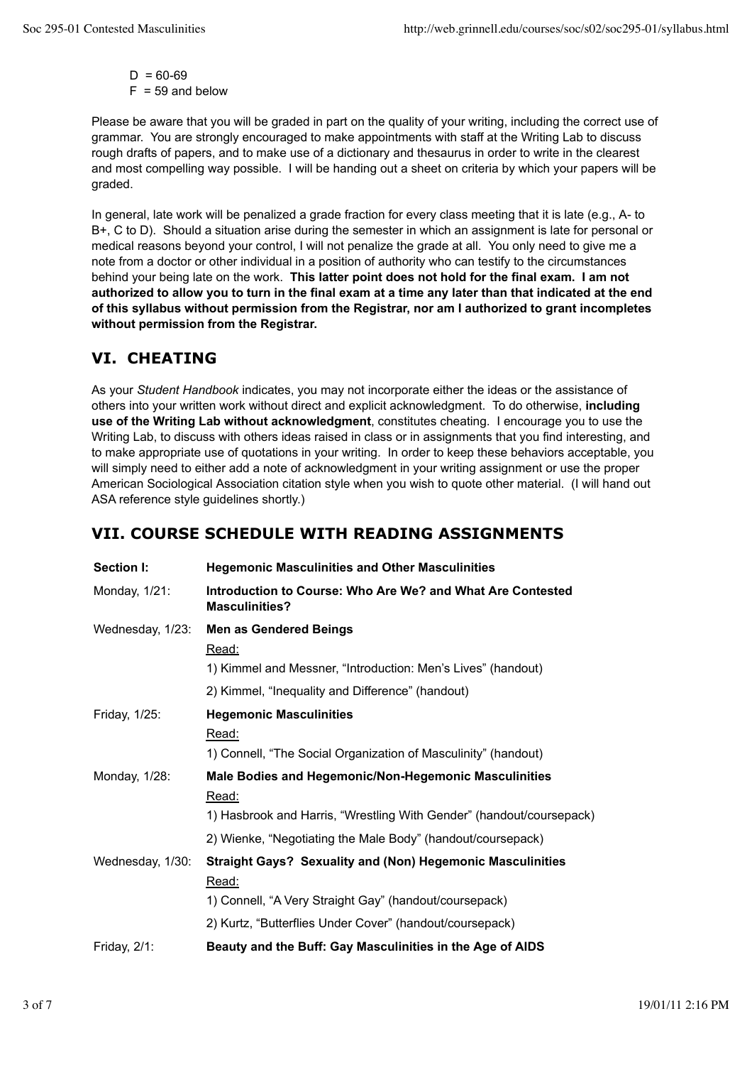D = 60-69
F = 59 and below

Please be aware that you will be graded in part on the quality of your writing, including the correct use of grammar. You are strongly encouraged to make appointments with staff at the Writing Lab to discuss rough drafts of papers, and to make use of a dictionary and thesaurus in order to write in the clearest and most compelling way possible. I will be handing out a sheet on criteria by which your papers will be graded.

In general, late work will be penalized a grade fraction for every class meeting that it is late (e.g., A- to B+, C to D). Should a situation arise during the semester in which an assignment is late for personal or medical reasons beyond your control, I will not penalize the grade at all. You only need to give me a note from a doctor or other individual in a position of authority who can testify to the circumstances behind your being late on the work. **This latter point does not hold for the final exam. I am not authorized to allow you to turn in the final exam at a time any later than that indicated at the end of this syllabus without permission from the Registrar, nor am I authorized to grant incompletes without permission from the Registrar.**

## VI. CHEATING

As your *Student Handbook* indicates, you may not incorporate either the ideas or the assistance of others into your written work without direct and explicit acknowledgment. To do otherwise, **including use of the Writing Lab without acknowledgment**, constitutes cheating. I encourage you to use the Writing Lab, to discuss with others ideas raised in class or in assignments that you find interesting, and to make appropriate use of quotations in your writing. In order to keep these behaviors acceptable, you will simply need to either add a note of acknowledgment in your writing assignment or use the proper American Sociological Association citation style when you wish to quote other material. (I will hand out ASA reference style guidelines shortly.)

## VII. COURSE SCHEDULE WITH READING ASSIGNMENTS

**Section I:** **Hegemonic Masculinities and Other Masculinities**

**Monday, 1/21:** **Introduction to Course: Who Are We? and What Are Contested Masculinities?**

**Wednesday, 1/23:** **Men as Gendered Beings**

Read:

1) Kimmel and Messner, "Introduction: Men's Lives" (handout)

2) Kimmel, "Inequality and Difference" (handout)

**Friday, 1/25:** **Hegemonic Masculinities**

Read:

1) Connell, "The Social Organization of Masculinity" (handout)

**Monday, 1/28:** **Male Bodies and Hegemonic/Non-Hegemonic Masculinities**

Read:

1) Hasbrook and Harris, "Wrestling With Gender" (handout/coursepack)

2) Wienke, "Negotiating the Male Body" (handout/coursepack)

**Wednesday, 1/30:** **Straight Gays? Sexuality and (Non) Hegemonic Masculinities**

Read:

1) Connell, "A Very Straight Gay" (handout/coursepack)

2) Kurtz, "Butterflies Under Cover" (handout/coursepack)

**Friday, 2/1:** **Beauty and the Buff: Gay Masculinities in the Age of AIDS**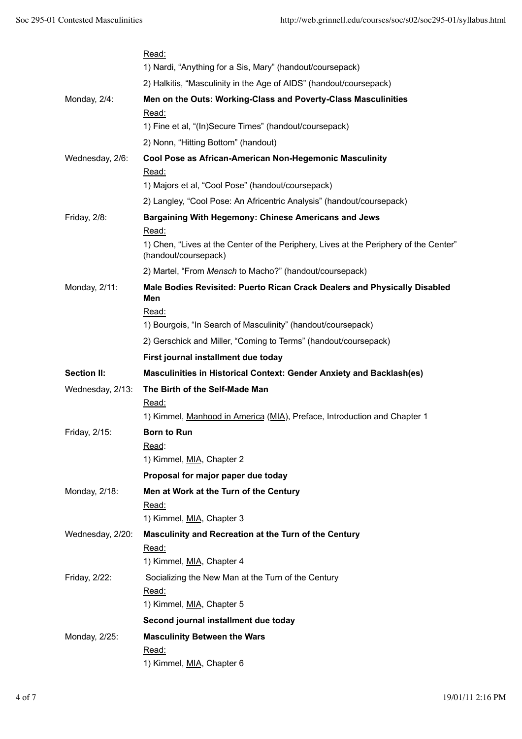| | |
|---|---|
| | Read:<br>1) Nardi, "Anything for a Sis, Mary" (handout/coursepack)<br>2) Halkitis, "Masculinity in the Age of AIDS" (handout/coursepack) |
| Monday, 2/4: | **Men on the Outs: Working-Class and Poverty-Class Masculinities**<br>Read:<br>1) Fine et al, "(In)Secure Times" (handout/coursepack)<br>2) Nonn, "Hitting Bottom" (handout) |
| Wednesday, 2/6: | **Cool Pose as African-American Non-Hegemonic Masculinity**<br>Read:<br>1) Majors et al, "Cool Pose" (handout/coursepack)<br>2) Langley, "Cool Pose: An Africentric Analysis" (handout/coursepack) |
| Friday, 2/8: | **Bargaining With Hegemony: Chinese Americans and Jews**<br>Read:<br>1) Chen, "Lives at the Center of the Periphery, Lives at the Periphery of the Center" (handout/coursepack)<br>2) Martel, "From *Mensch* to Macho?" (handout/coursepack) |
| Monday, 2/11: | **Male Bodies Revisited: Puerto Rican Crack Dealers and Physically Disabled Men**<br>Read:<br>1) Bourgois, "In Search of Masculinity" (handout/coursepack)<br>2) Gerschick and Miller, "Coming to Terms" (handout/coursepack)<br>**First journal installment due today** |
| **Section II:** | **Masculinities in Historical Context: Gender Anxiety and Backlash(es)** |
| Wednesday, 2/13: | **The Birth of the Self-Made Man**<br>Read:<br>1) Kimmel, Manhood in America (MIA), Preface, Introduction and Chapter 1 |
| Friday, 2/15: | **Born to Run**<br>Read:<br>1) Kimmel, MIA, Chapter 2<br>**Proposal for major paper due today** |
| Monday, 2/18: | **Men at Work at the Turn of the Century**<br>Read:<br>1) Kimmel, MIA, Chapter 3 |
| Wednesday, 2/20: | **Masculinity and Recreation at the Turn of the Century**<br>Read:<br>1) Kimmel, MIA, Chapter 4 |
| Friday, 2/22: | Socializing the New Man at the Turn of the Century<br>Read:<br>1) Kimmel, MIA, Chapter 5<br>**Second journal installment due today** |
| Monday, 2/25: | **Masculinity Between the Wars**<br>Read:<br>1) Kimmel, MIA, Chapter 6 |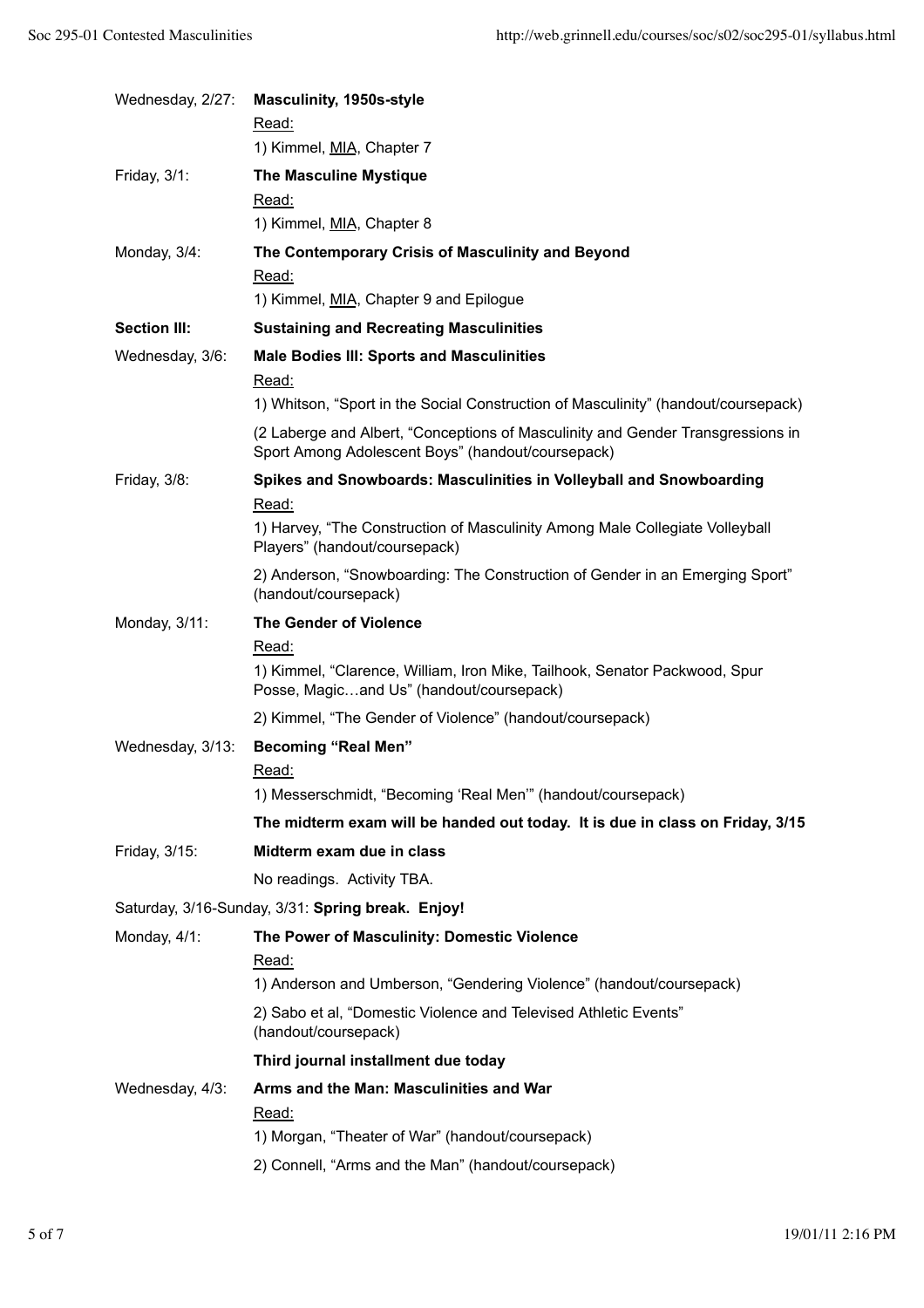**Wednesday, 2/27:** **Masculinity, 1950s-style**

Read:

1) Kimmel, MIA, Chapter 7

**Friday, 3/1:** **The Masculine Mystique**

Read:

1) Kimmel, MIA, Chapter 8

**Monday, 3/4:** **The Contemporary Crisis of Masculinity and Beyond**

Read:

1) Kimmel, MIA, Chapter 9 and Epilogue

**Section III:** **Sustaining and Recreating Masculinities**

**Wednesday, 3/6:** **Male Bodies III: Sports and Masculinities**

Read:

1) Whitson, “Sport in the Social Construction of Masculinity” (handout/coursepack)

(2 Laberge and Albert, “Conceptions of Masculinity and Gender Transgressions in Sport Among Adolescent Boys” (handout/coursepack)

**Friday, 3/8:** **Spikes and Snowboards: Masculinities in Volleyball and Snowboarding**

Read:

1) Harvey, “The Construction of Masculinity Among Male Collegiate Volleyball Players” (handout/coursepack)

2) Anderson, “Snowboarding: The Construction of Gender in an Emerging Sport” (handout/coursepack)

**Monday, 3/11:** **The Gender of Violence**

Read:

1) Kimmel, “Clarence, William, Iron Mike, Tailhook, Senator Packwood, Spur Posse, Magic…and Us” (handout/coursepack)

2) Kimmel, “The Gender of Violence” (handout/coursepack)

**Wednesday, 3/13:** **Becoming “Real Men”**

Read:

1) Messerschmidt, “Becoming ‘Real Men’” (handout/coursepack)

**The midterm exam will be handed out today. It is due in class on Friday, 3/15**

**Friday, 3/15:** **Midterm exam due in class**

No readings. Activity TBA.

Saturday, 3/16-Sunday, 3/31: **Spring break. Enjoy!**

**Monday, 4/1:** **The Power of Masculinity: Domestic Violence**

Read:

1) Anderson and Umberson, “Gendering Violence” (handout/coursepack)

2) Sabo et al, “Domestic Violence and Televised Athletic Events” (handout/coursepack)

**Third journal installment due today**

**Wednesday, 4/3:** **Arms and the Man: Masculinities and War**

Read:

1) Morgan, “Theater of War” (handout/coursepack)

2) Connell, “Arms and the Man” (handout/coursepack)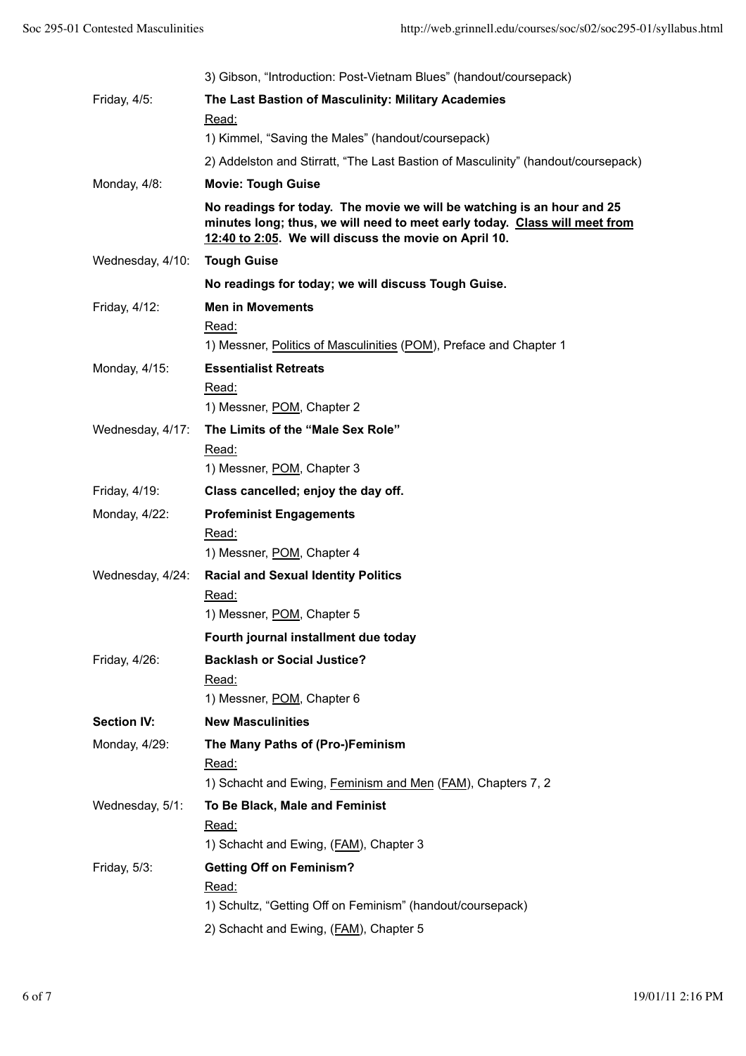| | |
|---|---|
| | 3) Gibson, "Introduction: Post-Vietnam Blues" (handout/coursepack) |
| Friday, 4/5: | **The Last Bastion of Masculinity: Military Academies**<br>Read:<br>1) Kimmel, "Saving the Males" (handout/coursepack)<br>2) Addelston and Stirratt, "The Last Bastion of Masculinity" (handout/coursepack) |
| Monday, 4/8: | **Movie: Tough Guise**<br>**No readings for today. The movie we will be watching is an hour and 25 minutes long; thus, we will need to meet early today. Class will meet from 12:40 to 2:05. We will discuss the movie on April 10.** |
| Wednesday, 4/10: | **Tough Guise**<br>**No readings for today; we will discuss Tough Guise.** |
| Friday, 4/12: | **Men in Movements**<br>Read:<br>1) Messner, Politics of Masculinities (POM), Preface and Chapter 1 |
| Monday, 4/15: | **Essentialist Retreats**<br>Read:<br>1) Messner, POM, Chapter 2 |
| Wednesday, 4/17: | **The Limits of the "Male Sex Role"**<br>Read:<br>1) Messner, POM, Chapter 3 |
| Friday, 4/19: | **Class cancelled; enjoy the day off.** |
| Monday, 4/22: | **Profeminist Engagements**<br>Read:<br>1) Messner, POM, Chapter 4 |
| Wednesday, 4/24: | **Racial and Sexual Identity Politics**<br>Read:<br>1) Messner, POM, Chapter 5<br>**Fourth journal installment due today** |
| Friday, 4/26: | **Backlash or Social Justice?**<br>Read:<br>1) Messner, POM, Chapter 6 |
| **Section IV:** | **New Masculinities** |
| Monday, 4/29: | **The Many Paths of (Pro-)Feminism**<br>Read:<br>1) Schacht and Ewing, Feminism and Men (FAM), Chapters 7, 2 |
| Wednesday, 5/1: | **To Be Black, Male and Feminist**<br>Read:<br>1) Schacht and Ewing, (FAM), Chapter 3 |
| Friday, 5/3: | **Getting Off on Feminism?**<br>Read:<br>1) Schultz, "Getting Off on Feminism" (handout/coursepack)<br>2) Schacht and Ewing, (FAM), Chapter 5 |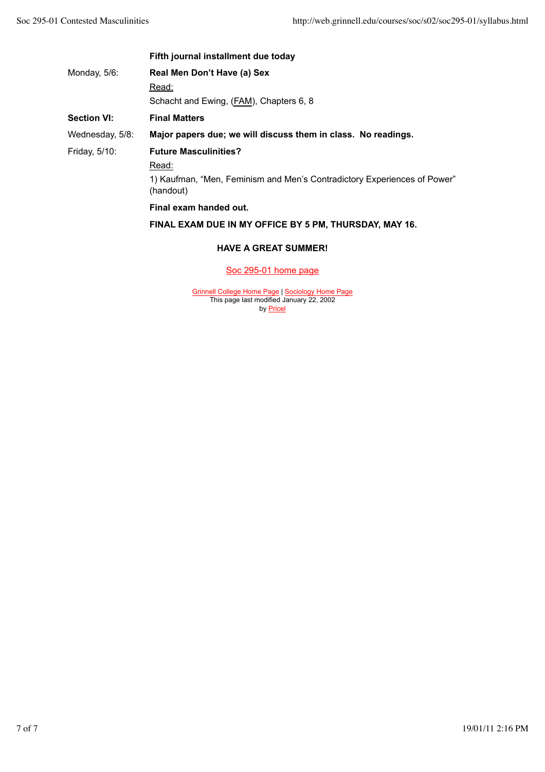**Fifth journal installment due today**

| | |
|---|---|
| Monday, 5/6: | **Real Men Don't Have (a) Sex**<br>Read:<br>Schacht and Ewing, (FAM), Chapters 6, 8 |
| **Section VI:** | **Final Matters** |
| Wednesday, 5/8: | **Major papers due; we will discuss them in class. No readings.** |
| Friday, 5/10: | **Future Masculinities?**<br>Read:<br>1) Kaufman, "Men, Feminism and Men's Contradictory Experiences of Power" (handout)<br>**Final exam handed out.**<br>**FINAL EXAM DUE IN MY OFFICE BY 5 PM, THURSDAY, MAY 16.** |

**HAVE A GREAT SUMMER!**

Soc 295-01 home page

Grinnell College Home Page | Sociology Home Page
This page last modified January 22, 2002
by Pricel